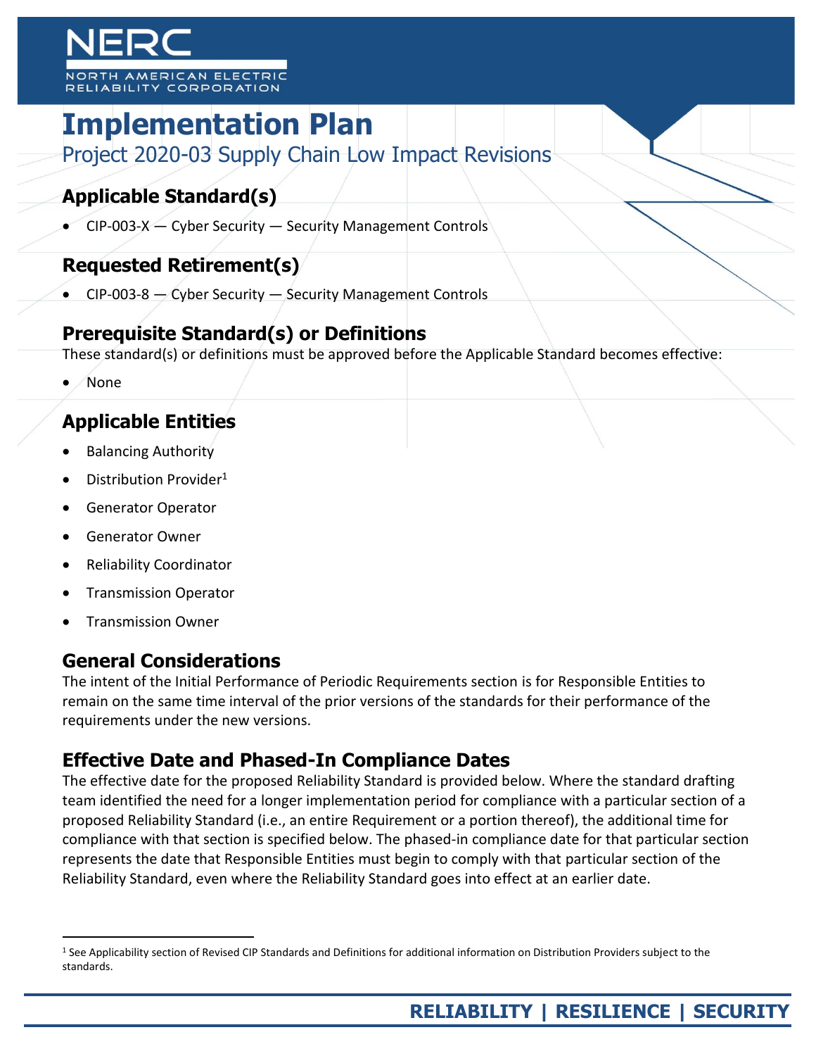# Implementation Plan

Project 2020-03 Supply Chain Low Impact Revisions

## Applicable Standard(s)

- CIP-003-X — Cyber Security — Security Management Controls

## Requested Retirement(s)

- CIP-003-8 — Cyber Security — Security Management Controls

## Prerequisite Standard(s) or Definitions

These standard(s) or definitions must be approved before the Applicable Standard becomes effective:

- None

## Applicable Entities

- Balancing Authority
- Distribution Provider[1]
- Generator Operator
- Generator Owner
- Reliability Coordinator
- Transmission Operator
- Transmission Owner

## General Considerations

The intent of the Initial Performance of Periodic Requirements section is for Responsible Entities to remain on the same time interval of the prior versions of the standards for their performance of the requirements under the new versions.

## Effective Date and Phased-In Compliance Dates

The effective date for the proposed Reliability Standard is provided below. Where the standard drafting team identified the need for a longer implementation period for compliance with a particular section of a proposed Reliability Standard (i.e., an entire Requirement or a portion thereof), the additional time for compliance with that section is specified below. The phased-in compliance date for that particular section represents the date that Responsible Entities must begin to comply with that particular section of the Reliability Standard, even where the Reliability Standard goes into effect at an earlier date.

[1] See Applicability section of Revised CIP Standards and Definitions for additional information on Distribution Providers subject to the standards.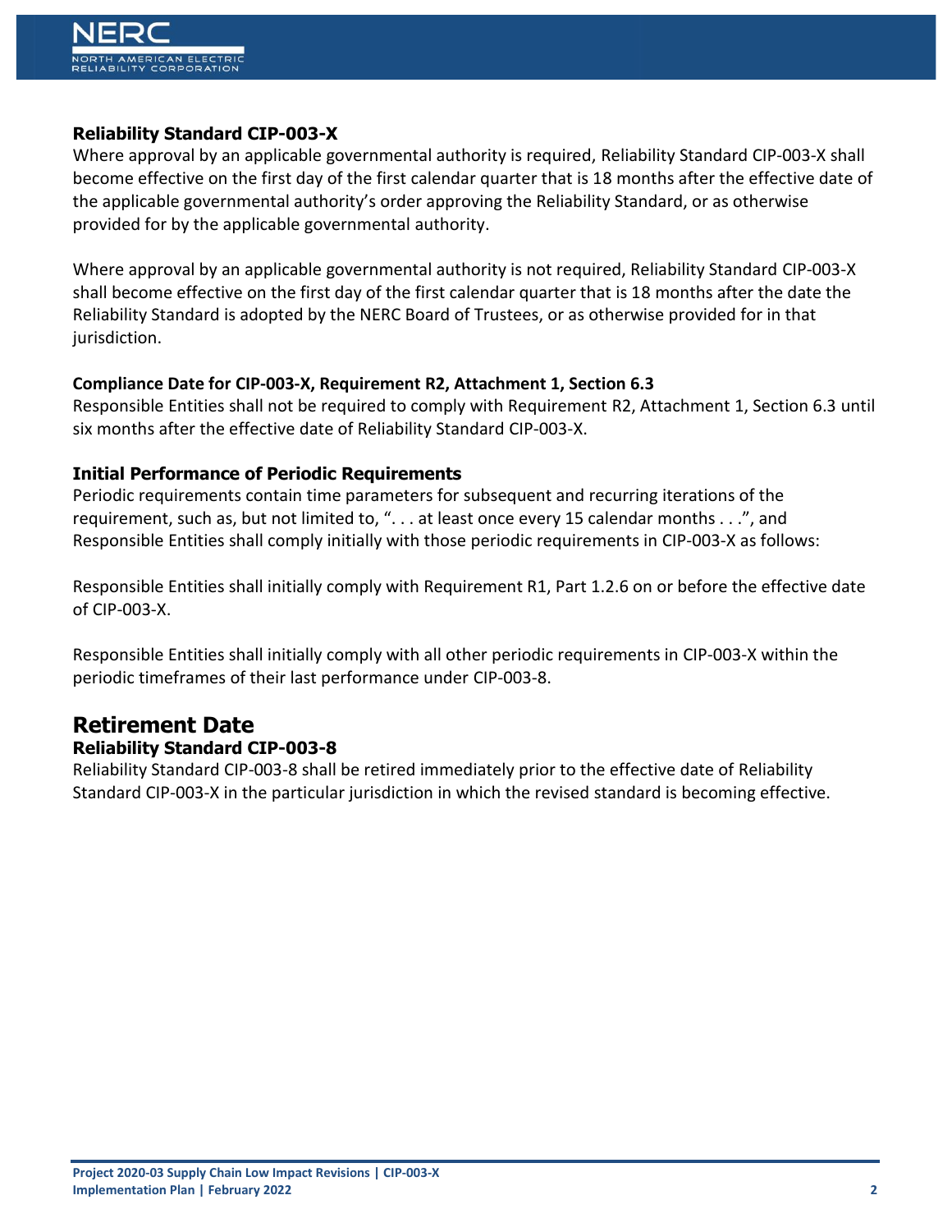#### Reliability Standard CIP-003-X

Where approval by an applicable governmental authority is required, Reliability Standard CIP-003-X shall become effective on the first day of the first calendar quarter that is 18 months after the effective date of the applicable governmental authority's order approving the Reliability Standard, or as otherwise provided for by the applicable governmental authority.

Where approval by an applicable governmental authority is not required, Reliability Standard CIP-003-X shall become effective on the first day of the first calendar quarter that is 18 months after the date the Reliability Standard is adopted by the NERC Board of Trustees, or as otherwise provided for in that jurisdiction.

#### Compliance Date for CIP-003-X, Requirement R2, Attachment 1, Section 6.3

Responsible Entities shall not be required to comply with Requirement R2, Attachment 1, Section 6.3 until six months after the effective date of Reliability Standard CIP-003-X.

#### Initial Performance of Periodic Requirements

Periodic requirements contain time parameters for subsequent and recurring iterations of the requirement, such as, but not limited to, ". . . at least once every 15 calendar months . . .", and Responsible Entities shall comply initially with those periodic requirements in CIP-003-X as follows:

Responsible Entities shall initially comply with Requirement R1, Part 1.2.6 on or before the effective date of CIP-003-X.

Responsible Entities shall initially comply with all other periodic requirements in CIP-003-X within the periodic timeframes of their last performance under CIP-003-8.

## Retirement Date

#### Reliability Standard CIP-003-8

Reliability Standard CIP-003-8 shall be retired immediately prior to the effective date of Reliability Standard CIP-003-X in the particular jurisdiction in which the revised standard is becoming effective.